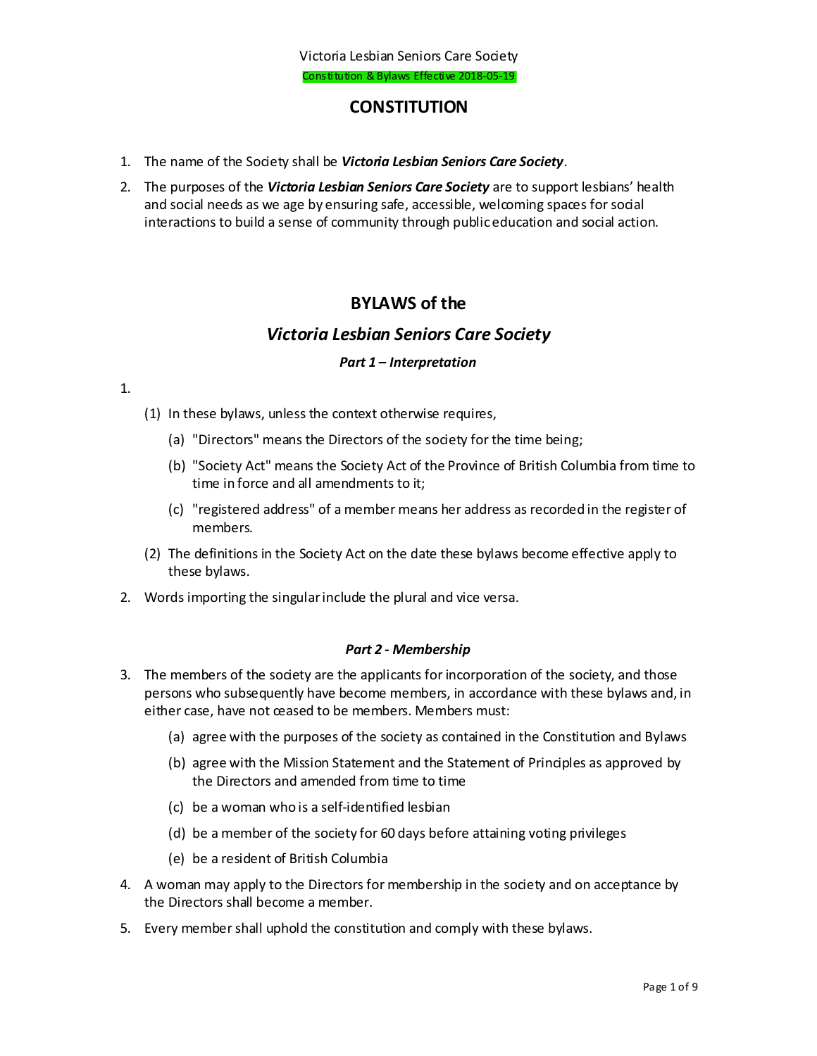Victoria Lesbian Seniors Care Society

Constitution & Bylaws Effective 2018-05-19

# CONSTITUTION

1. The name of the Society shall be ***Victoria Lesbian Seniors Care Society***.
2. The purposes of the ***Victoria Lesbian Seniors Care Society*** are to support lesbians' health and social needs as we age by ensuring safe, accessible, welcoming spaces for social interactions to build a sense of community through public education and social action.

# BYLAWS of the

# *Victoria Lesbian Seniors Care Society*

### *Part 1 – Interpretation*

1.
   (1) In these bylaws, unless the context otherwise requires,
      (a) "Directors" means the Directors of the society for the time being;
      (b) "Society Act" means the Society Act of the Province of British Columbia from time to time in force and all amendments to it;
      (c) "registered address" of a member means her address as recorded in the register of members.

   (2) The definitions in the Society Act on the date these bylaws become effective apply to these bylaws.
2. Words importing the singular include the plural and vice versa.

### *Part 2 - Membership*

3. The members of the society are the applicants for incorporation of the society, and those persons who subsequently have become members, in accordance with these bylaws and, in either case, have not ceased to be members. Members must:
   (a) agree with the purposes of the society as contained in the Constitution and Bylaws
   (b) agree with the Mission Statement and the Statement of Principles as approved by the Directors and amended from time to time
   (c) be a woman who is a self-identified lesbian
   (d) be a member of the society for 60 days before attaining voting privileges
   (e) be a resident of British Columbia
4. A woman may apply to the Directors for membership in the society and on acceptance by the Directors shall become a member.
5. Every member shall uphold the constitution and comply with these bylaws.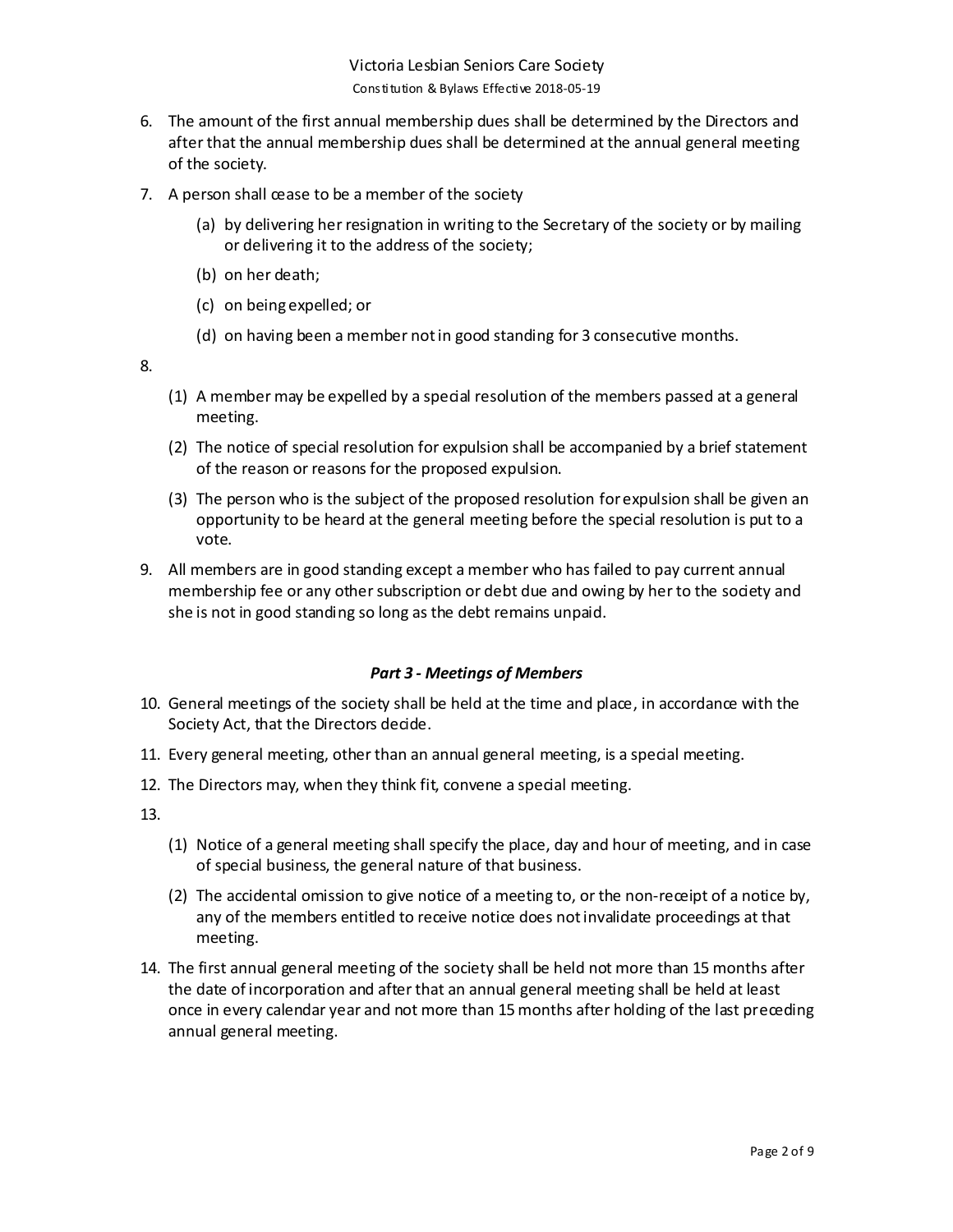6. The amount of the first annual membership dues shall be determined by the Directors and after that the annual membership dues shall be determined at the annual general meeting of the society.

7. A person shall cease to be a member of the society

   (a) by delivering her resignation in writing to the Secretary of the society or by mailing or delivering it to the address of the society;

   (b) on her death;

   (c) on being expelled; or

   (d) on having been a member not in good standing for 3 consecutive months.

8.

   (1) A member may be expelled by a special resolution of the members passed at a general meeting.

   (2) The notice of special resolution for expulsion shall be accompanied by a brief statement of the reason or reasons for the proposed expulsion.

   (3) The person who is the subject of the proposed resolution for expulsion shall be given an opportunity to be heard at the general meeting before the special resolution is put to a vote.

9. All members are in good standing except a member who has failed to pay current annual membership fee or any other subscription or debt due and owing by her to the society and she is not in good standing so long as the debt remains unpaid.

### *Part 3 - Meetings of Members*

10. General meetings of the society shall be held at the time and place, in accordance with the Society Act, that the Directors decide.

11. Every general meeting, other than an annual general meeting, is a special meeting.

12. The Directors may, when they think fit, convene a special meeting.

13.

    (1) Notice of a general meeting shall specify the place, day and hour of meeting, and in case of special business, the general nature of that business.

    (2) The accidental omission to give notice of a meeting to, or the non-receipt of a notice by, any of the members entitled to receive notice does not invalidate proceedings at that meeting.

14. The first annual general meeting of the society shall be held not more than 15 months after the date of incorporation and after that an annual general meeting shall be held at least once in every calendar year and not more than 15 months after holding of the last preceding annual general meeting.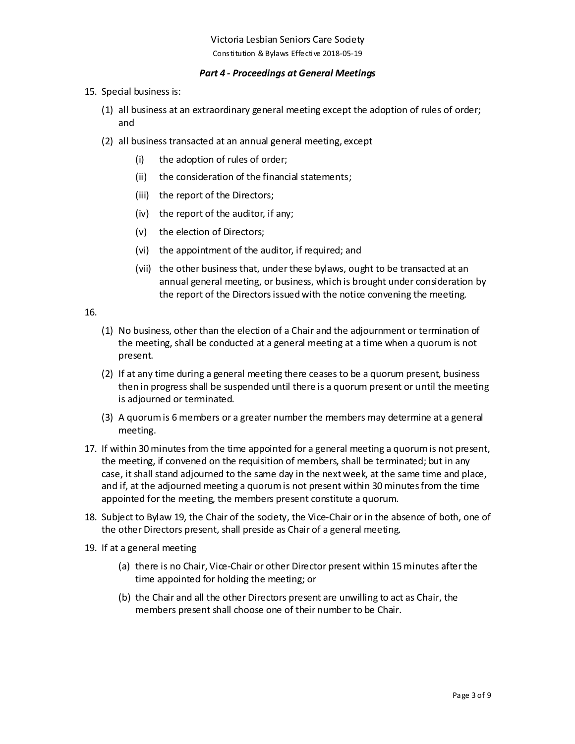### *Part 4 - Proceedings at General Meetings*

15. Special business is:

    (1) all business at an extraordinary general meeting except the adoption of rules of order; and

    (2) all business transacted at an annual general meeting, except

        (i) the adoption of rules of order;

        (ii) the consideration of the financial statements;

        (iii) the report of the Directors;

        (iv) the report of the auditor, if any;

        (v) the election of Directors;

        (vi) the appointment of the auditor, if required; and

        (vii) the other business that, under these bylaws, ought to be transacted at an annual general meeting, or business, which is brought under consideration by the report of the Directors issued with the notice convening the meeting.

16.

    (1) No business, other than the election of a Chair and the adjournment or termination of the meeting, shall be conducted at a general meeting at a time when a quorum is not present.

    (2) If at any time during a general meeting there ceases to be a quorum present, business then in progress shall be suspended until there is a quorum present or until the meeting is adjourned or terminated.

    (3) A quorum is 6 members or a greater number the members may determine at a general meeting.

17. If within 30 minutes from the time appointed for a general meeting a quorum is not present, the meeting, if convened on the requisition of members, shall be terminated; but in any case, it shall stand adjourned to the same day in the next week, at the same time and place, and if, at the adjourned meeting a quorum is not present within 30 minutes from the time appointed for the meeting, the members present constitute a quorum.

18. Subject to Bylaw 19, the Chair of the society, the Vice-Chair or in the absence of both, one of the other Directors present, shall preside as Chair of a general meeting.

19. If at a general meeting

    (a) there is no Chair, Vice-Chair or other Director present within 15 minutes after the time appointed for holding the meeting; or

    (b) the Chair and all the other Directors present are unwilling to act as Chair, the members present shall choose one of their number to be Chair.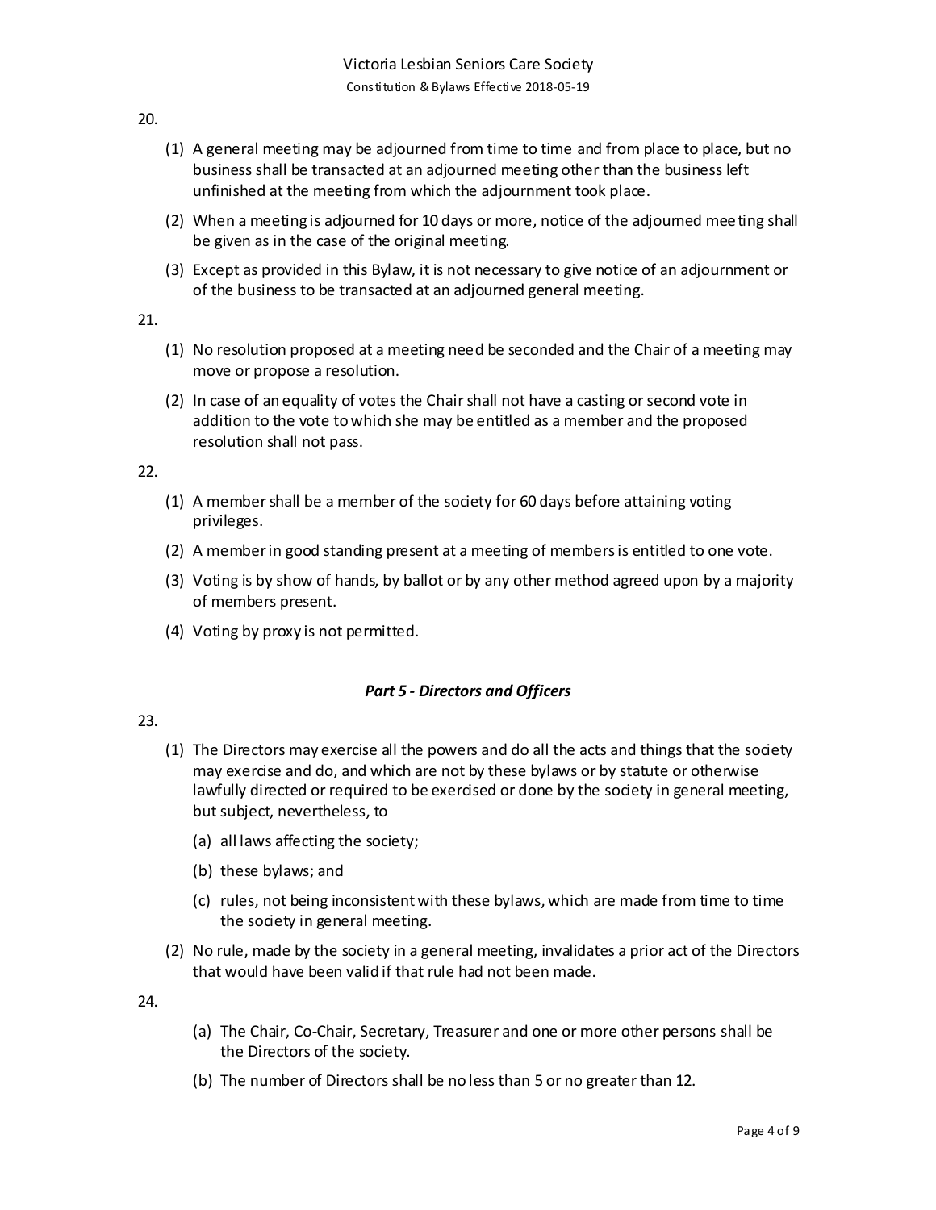20.

(1) A general meeting may be adjourned from time to time and from place to place, but no business shall be transacted at an adjourned meeting other than the business left unfinished at the meeting from which the adjournment took place.

(2) When a meeting is adjourned for 10 days or more, notice of the adjourned meeting shall be given as in the case of the original meeting.

(3) Except as provided in this Bylaw, it is not necessary to give notice of an adjournment or of the business to be transacted at an adjourned general meeting.

21.

(1) No resolution proposed at a meeting need be seconded and the Chair of a meeting may move or propose a resolution.

(2) In case of an equality of votes the Chair shall not have a casting or second vote in addition to the vote to which she may be entitled as a member and the proposed resolution shall not pass.

22.

(1) A member shall be a member of the society for 60 days before attaining voting privileges.

(2) A member in good standing present at a meeting of members is entitled to one vote.

(3) Voting is by show of hands, by ballot or by any other method agreed upon by a majority of members present.

(4) Voting by proxy is not permitted.

### *Part 5 - Directors and Officers*

23.

(1) The Directors may exercise all the powers and do all the acts and things that the society may exercise and do, and which are not by these bylaws or by statute or otherwise lawfully directed or required to be exercised or done by the society in general meeting, but subject, nevertheless, to

   (a) all laws affecting the society;

   (b) these bylaws; and

   (c) rules, not being inconsistent with these bylaws, which are made from time to time the society in general meeting.

(2) No rule, made by the society in a general meeting, invalidates a prior act of the Directors that would have been valid if that rule had not been made.

24.

(a) The Chair, Co-Chair, Secretary, Treasurer and one or more other persons shall be the Directors of the society.

(b) The number of Directors shall be no less than 5 or no greater than 12.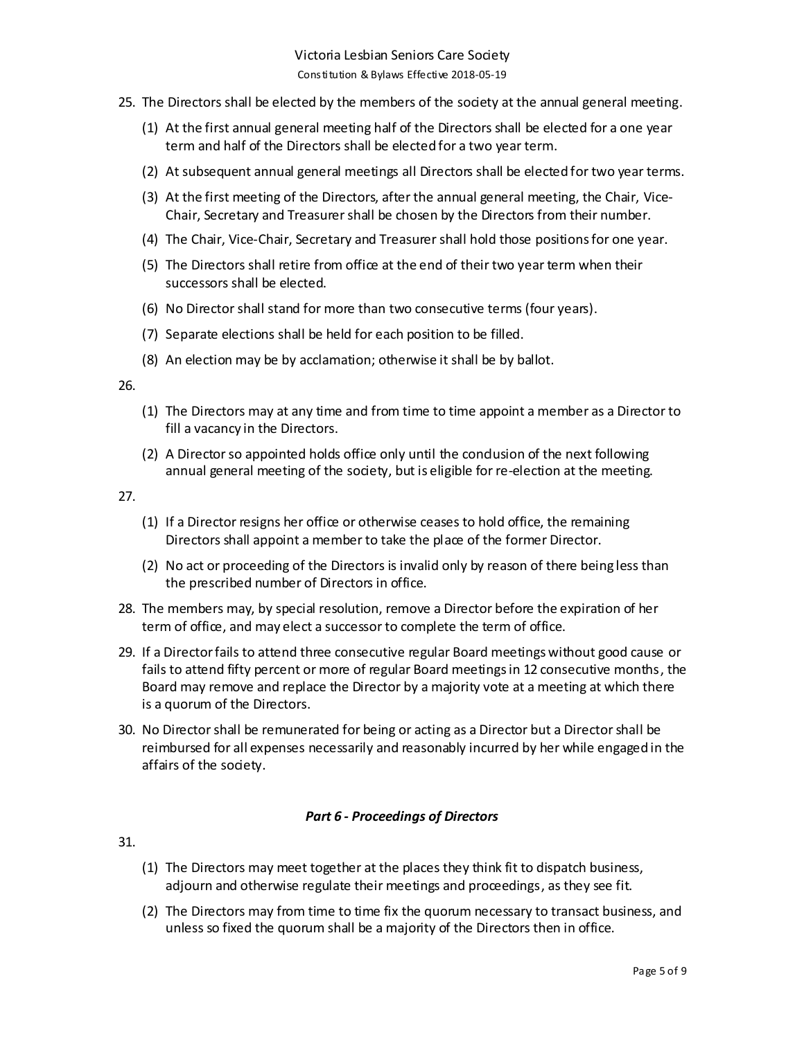25. The Directors shall be elected by the members of the society at the annual general meeting.
    (1) At the first annual general meeting half of the Directors shall be elected for a one year term and half of the Directors shall be elected for a two year term.
    (2) At subsequent annual general meetings all Directors shall be elected for two year terms.
    (3) At the first meeting of the Directors, after the annual general meeting, the Chair, Vice-Chair, Secretary and Treasurer shall be chosen by the Directors from their number.
    (4) The Chair, Vice-Chair, Secretary and Treasurer shall hold those positions for one year.
    (5) The Directors shall retire from office at the end of their two year term when their successors shall be elected.
    (6) No Director shall stand for more than two consecutive terms (four years).
    (7) Separate elections shall be held for each position to be filled.
    (8) An election may be by acclamation; otherwise it shall be by ballot.

26.

    (1) The Directors may at any time and from time to time appoint a member as a Director to fill a vacancy in the Directors.
    (2) A Director so appointed holds office only until the conclusion of the next following annual general meeting of the society, but is eligible for re-election at the meeting.

27.

    (1) If a Director resigns her office or otherwise ceases to hold office, the remaining Directors shall appoint a member to take the place of the former Director.
    (2) No act or proceeding of the Directors is invalid only by reason of there being less than the prescribed number of Directors in office.

28. The members may, by special resolution, remove a Director before the expiration of her term of office, and may elect a successor to complete the term of office.

29. If a Director fails to attend three consecutive regular Board meetings without good cause or fails to attend fifty percent or more of regular Board meetings in 12 consecutive months, the Board may remove and replace the Director by a majority vote at a meeting at which there is a quorum of the Directors.

30. No Director shall be remunerated for being or acting as a Director but a Director shall be reimbursed for all expenses necessarily and reasonably incurred by her while engaged in the affairs of the society.

### *Part 6 - Proceedings of Directors*

31.

    (1) The Directors may meet together at the places they think fit to dispatch business, adjourn and otherwise regulate their meetings and proceedings, as they see fit.
    (2) The Directors may from time to time fix the quorum necessary to transact business, and unless so fixed the quorum shall be a majority of the Directors then in office.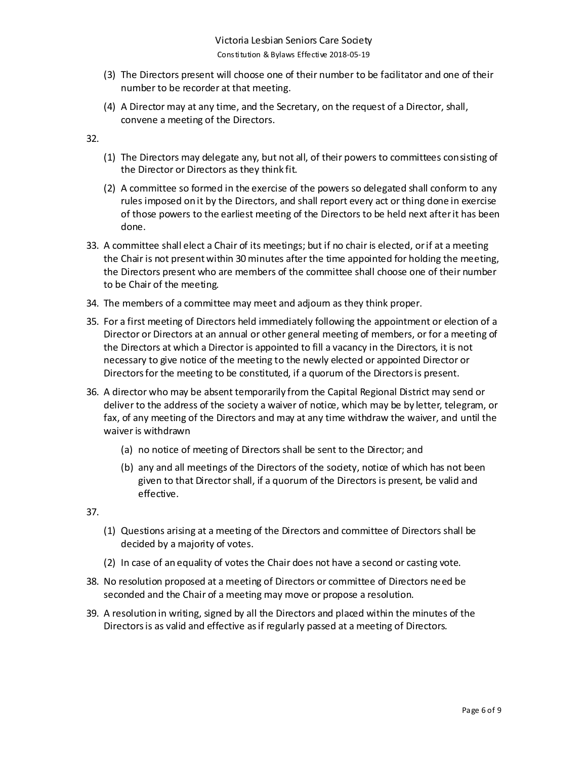(3) The Directors present will choose one of their number to be facilitator and one of their number to be recorder at that meeting.

(4) A Director may at any time, and the Secretary, on the request of a Director, shall, convene a meeting of the Directors.

32.

(1) The Directors may delegate any, but not all, of their powers to committees consisting of the Director or Directors as they think fit.

(2) A committee so formed in the exercise of the powers so delegated shall conform to any rules imposed on it by the Directors, and shall report every act or thing done in exercise of those powers to the earliest meeting of the Directors to be held next after it has been done.

33. A committee shall elect a Chair of its meetings; but if no chair is elected, or if at a meeting the Chair is not present within 30 minutes after the time appointed for holding the meeting, the Directors present who are members of the committee shall choose one of their number to be Chair of the meeting.

34. The members of a committee may meet and adjourn as they think proper.

35. For a first meeting of Directors held immediately following the appointment or election of a Director or Directors at an annual or other general meeting of members, or for a meeting of the Directors at which a Director is appointed to fill a vacancy in the Directors, it is not necessary to give notice of the meeting to the newly elected or appointed Director or Directors for the meeting to be constituted, if a quorum of the Directors is present.

36. A director who may be absent temporarily from the Capital Regional District may send or deliver to the address of the society a waiver of notice, which may be by letter, telegram, or fax, of any meeting of the Directors and may at any time withdraw the waiver, and until the waiver is withdrawn

   (a) no notice of meeting of Directors shall be sent to the Director; and

   (b) any and all meetings of the Directors of the society, notice of which has not been given to that Director shall, if a quorum of the Directors is present, be valid and effective.

37.

(1) Questions arising at a meeting of the Directors and committee of Directors shall be decided by a majority of votes.

(2) In case of an equality of votes the Chair does not have a second or casting vote.

38. No resolution proposed at a meeting of Directors or committee of Directors need be seconded and the Chair of a meeting may move or propose a resolution.

39. A resolution in writing, signed by all the Directors and placed within the minutes of the Directors is as valid and effective as if regularly passed at a meeting of Directors.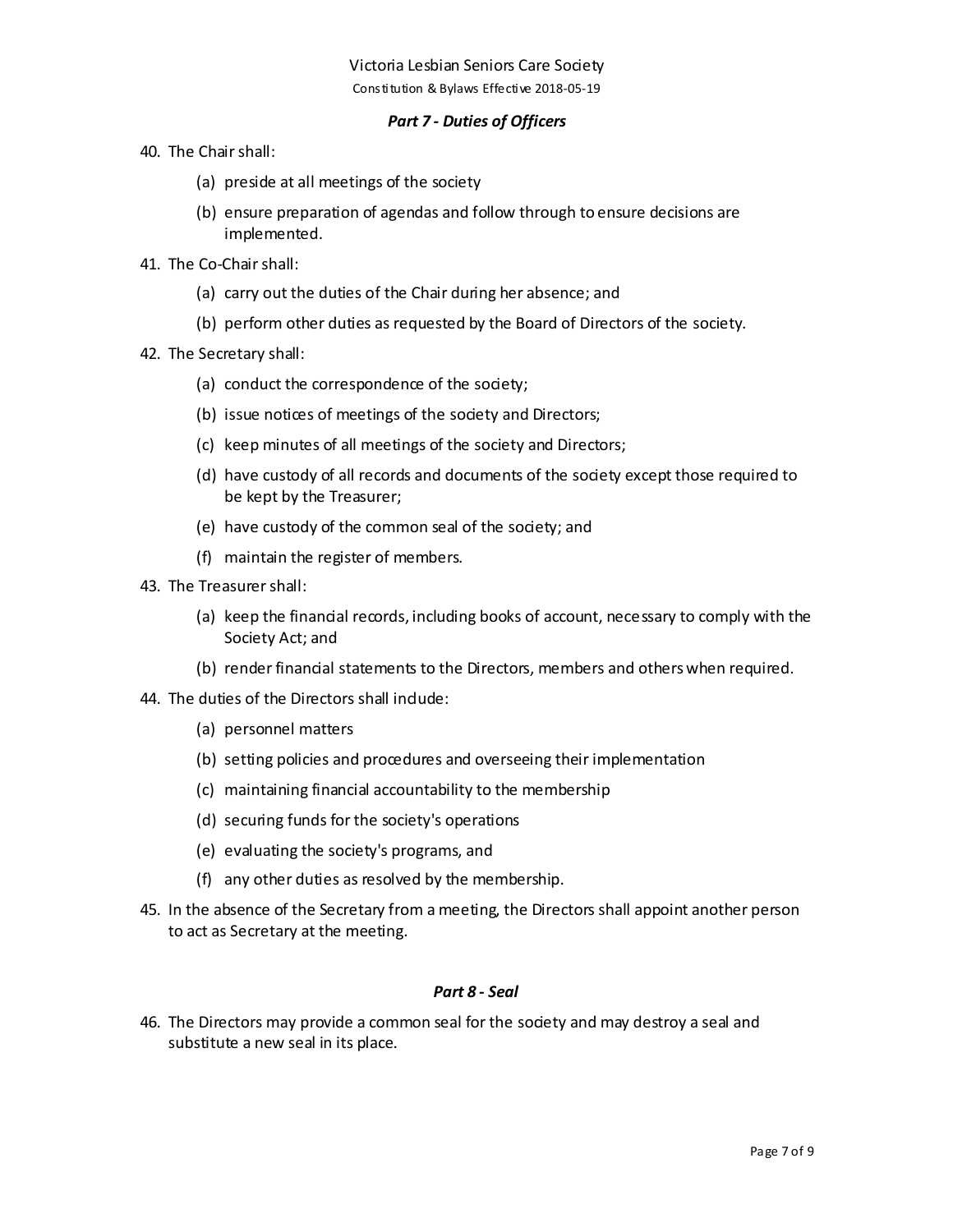### *Part 7 - Duties of Officers*

40. The Chair shall:
    (a) preside at all meetings of the society
    (b) ensure preparation of agendas and follow through to ensure decisions are implemented.

41. The Co-Chair shall:
    (a) carry out the duties of the Chair during her absence; and
    (b) perform other duties as requested by the Board of Directors of the society.

42. The Secretary shall:
    (a) conduct the correspondence of the society;
    (b) issue notices of meetings of the society and Directors;
    (c) keep minutes of all meetings of the society and Directors;
    (d) have custody of all records and documents of the society except those required to be kept by the Treasurer;
    (e) have custody of the common seal of the society; and
    (f) maintain the register of members.

43. The Treasurer shall:
    (a) keep the financial records, including books of account, necessary to comply with the Society Act; and
    (b) render financial statements to the Directors, members and others when required.

44. The duties of the Directors shall include:
    (a) personnel matters
    (b) setting policies and procedures and overseeing their implementation
    (c) maintaining financial accountability to the membership
    (d) securing funds for the society's operations
    (e) evaluating the society's programs, and
    (f) any other duties as resolved by the membership.

45. In the absence of the Secretary from a meeting, the Directors shall appoint another person to act as Secretary at the meeting.

### *Part 8 - Seal*

46. The Directors may provide a common seal for the society and may destroy a seal and substitute a new seal in its place.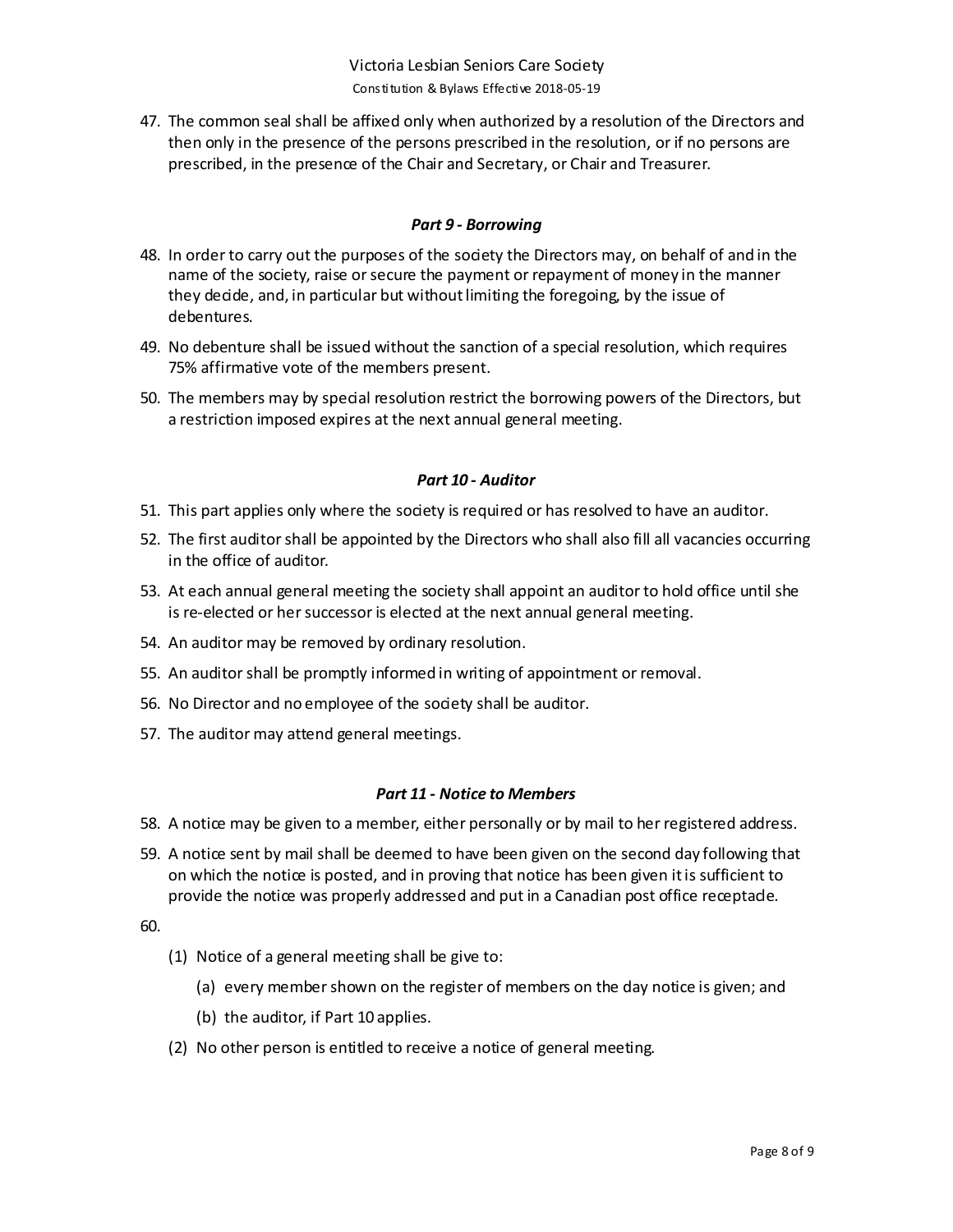47. The common seal shall be affixed only when authorized by a resolution of the Directors and then only in the presence of the persons prescribed in the resolution, or if no persons are prescribed, in the presence of the Chair and Secretary, or Chair and Treasurer.

### *Part 9 - Borrowing*

48. In order to carry out the purposes of the society the Directors may, on behalf of and in the name of the society, raise or secure the payment or repayment of money in the manner they decide, and, in particular but without limiting the foregoing, by the issue of debentures.
49. No debenture shall be issued without the sanction of a special resolution, which requires 75% affirmative vote of the members present.
50. The members may by special resolution restrict the borrowing powers of the Directors, but a restriction imposed expires at the next annual general meeting.

### *Part 10 - Auditor*

51. This part applies only where the society is required or has resolved to have an auditor.
52. The first auditor shall be appointed by the Directors who shall also fill all vacancies occurring in the office of auditor.
53. At each annual general meeting the society shall appoint an auditor to hold office until she is re-elected or her successor is elected at the next annual general meeting.
54. An auditor may be removed by ordinary resolution.
55. An auditor shall be promptly informed in writing of appointment or removal.
56. No Director and no employee of the society shall be auditor.
57. The auditor may attend general meetings.

### *Part 11 - Notice to Members*

58. A notice may be given to a member, either personally or by mail to her registered address.
59. A notice sent by mail shall be deemed to have been given on the second day following that on which the notice is posted, and in proving that notice has been given it is sufficient to provide the notice was properly addressed and put in a Canadian post office receptacle.
60. 
    (1) Notice of a general meeting shall be give to:
        (a) every member shown on the register of members on the day notice is given; and
        (b) the auditor, if Part 10 applies.
    (2) No other person is entitled to receive a notice of general meeting.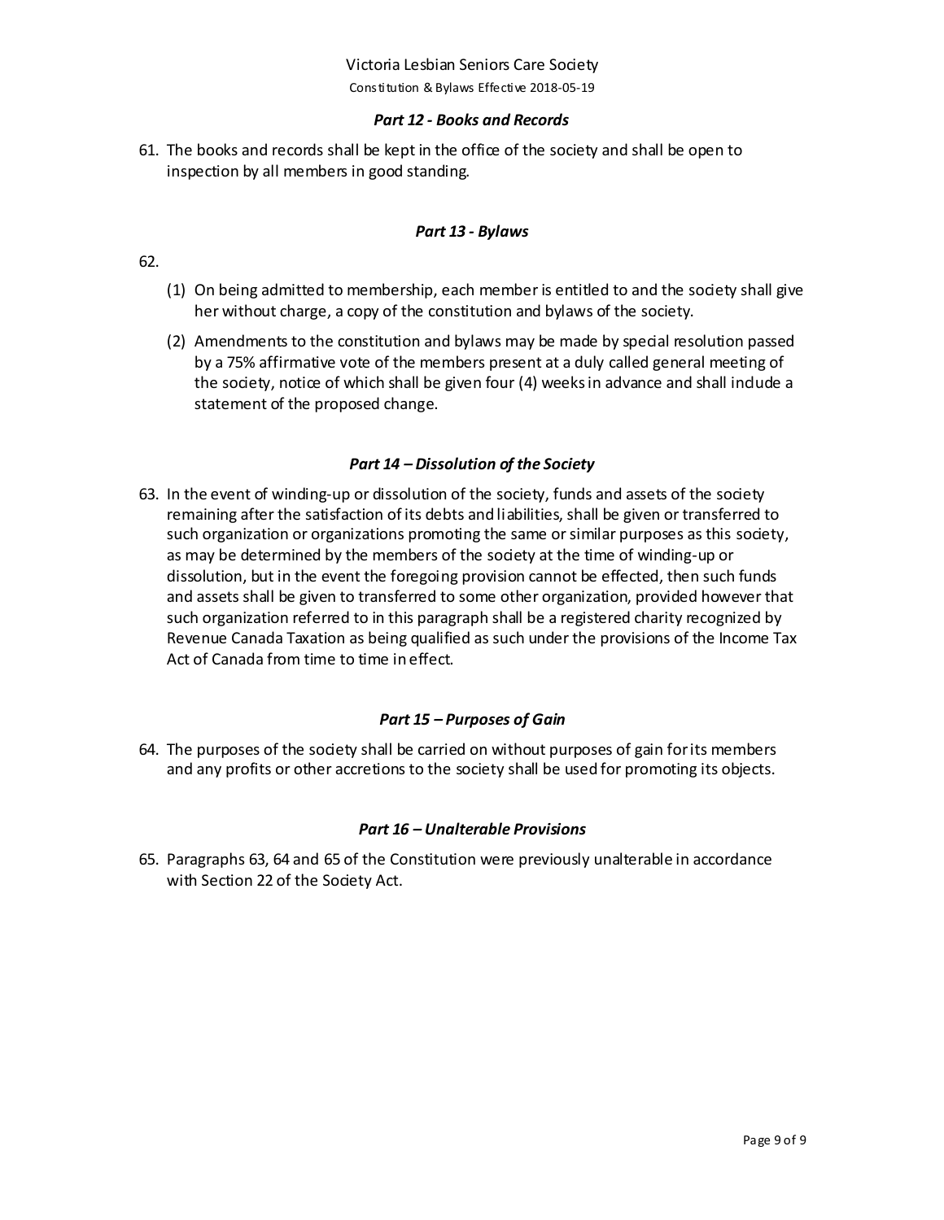### *Part 12 - Books and Records*

61. The books and records shall be kept in the office of the society and shall be open to inspection by all members in good standing.

### *Part 13 - Bylaws*

62.

   (1) On being admitted to membership, each member is entitled to and the society shall give her without charge, a copy of the constitution and bylaws of the society.

   (2) Amendments to the constitution and bylaws may be made by special resolution passed by a 75% affirmative vote of the members present at a duly called general meeting of the society, notice of which shall be given four (4) weeks in advance and shall include a statement of the proposed change.

### *Part 14 – Dissolution of the Society*

63. In the event of winding-up or dissolution of the society, funds and assets of the society remaining after the satisfaction of its debts and liabilities, shall be given or transferred to such organization or organizations promoting the same or similar purposes as this society, as may be determined by the members of the society at the time of winding-up or dissolution, but in the event the foregoing provision cannot be effected, then such funds and assets shall be given to transferred to some other organization, provided however that such organization referred to in this paragraph shall be a registered charity recognized by Revenue Canada Taxation as being qualified as such under the provisions of the Income Tax Act of Canada from time to time in effect.

### *Part 15 – Purposes of Gain*

64. The purposes of the society shall be carried on without purposes of gain for its members and any profits or other accretions to the society shall be used for promoting its objects.

### *Part 16 – Unalterable Provisions*

65. Paragraphs 63, 64 and 65 of the Constitution were previously unalterable in accordance with Section 22 of the Society Act.